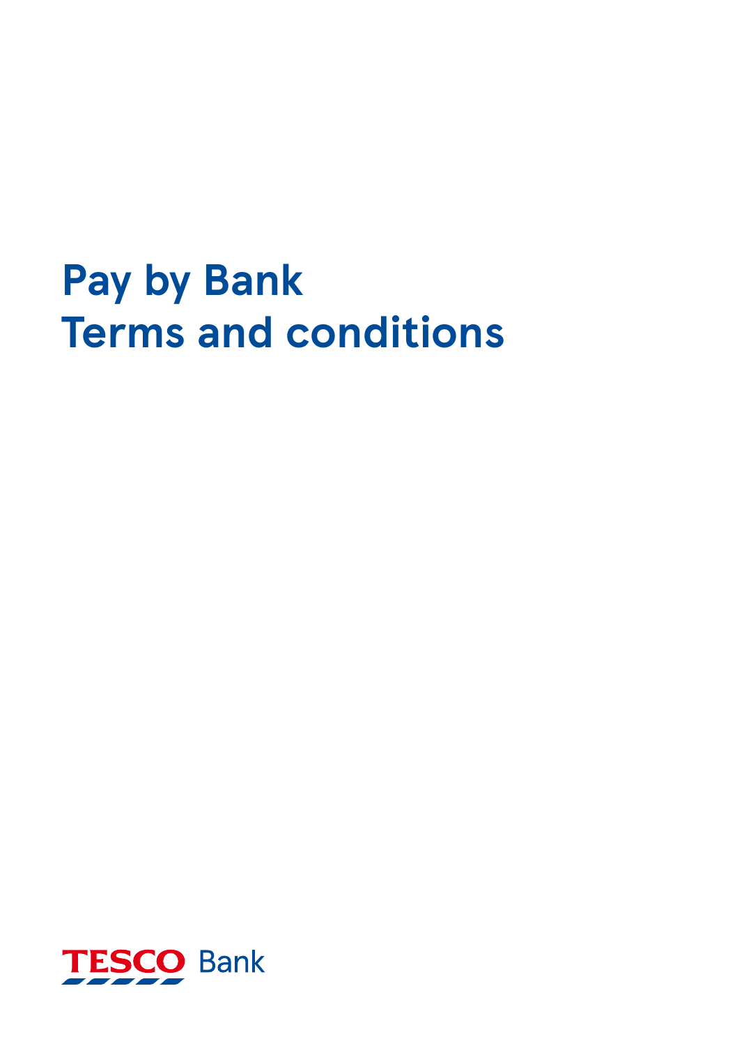# Pay by Bank
# Terms and conditions

TESCO Bank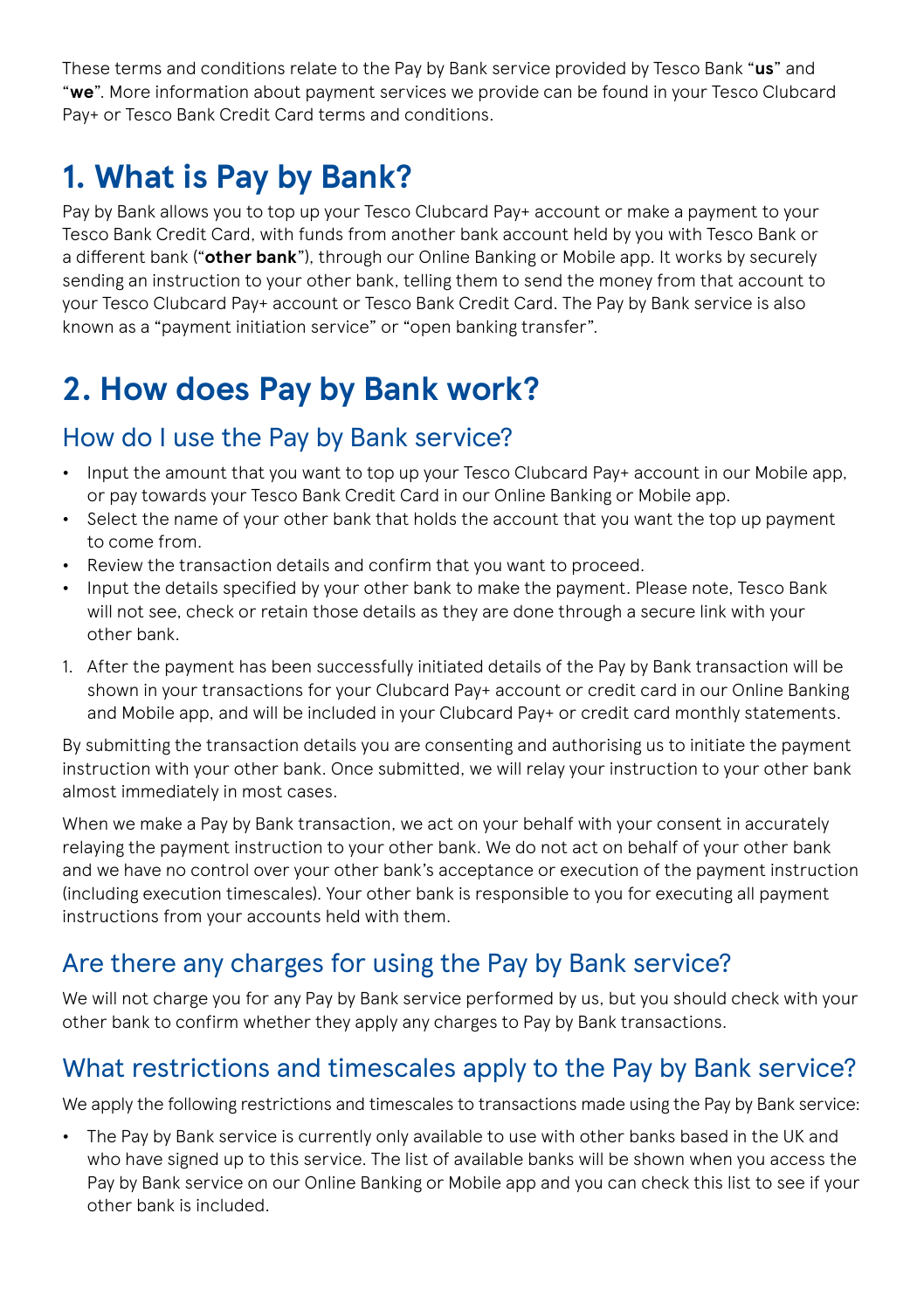These terms and conditions relate to the Pay by Bank service provided by Tesco Bank "**us**" and "**we**". More information about payment services we provide can be found in your Tesco Clubcard Pay+ or Tesco Bank Credit Card terms and conditions.

# 1. What is Pay by Bank?

Pay by Bank allows you to top up your Tesco Clubcard Pay+ account or make a payment to your Tesco Bank Credit Card, with funds from another bank account held by you with Tesco Bank or a different bank ("**other bank**"), through our Online Banking or Mobile app. It works by securely sending an instruction to your other bank, telling them to send the money from that account to your Tesco Clubcard Pay+ account or Tesco Bank Credit Card. The Pay by Bank service is also known as a "payment initiation service" or "open banking transfer".

# 2. How does Pay by Bank work?

## How do I use the Pay by Bank service?

- Input the amount that you want to top up your Tesco Clubcard Pay+ account in our Mobile app, or pay towards your Tesco Bank Credit Card in our Online Banking or Mobile app.
- Select the name of your other bank that holds the account that you want the top up payment to come from.
- Review the transaction details and confirm that you want to proceed.
- Input the details specified by your other bank to make the payment. Please note, Tesco Bank will not see, check or retain those details as they are done through a secure link with your other bank.

1. After the payment has been successfully initiated details of the Pay by Bank transaction will be shown in your transactions for your Clubcard Pay+ account or credit card in our Online Banking and Mobile app, and will be included in your Clubcard Pay+ or credit card monthly statements.

By submitting the transaction details you are consenting and authorising us to initiate the payment instruction with your other bank. Once submitted, we will relay your instruction to your other bank almost immediately in most cases.

When we make a Pay by Bank transaction, we act on your behalf with your consent in accurately relaying the payment instruction to your other bank. We do not act on behalf of your other bank and we have no control over your other bank's acceptance or execution of the payment instruction (including execution timescales). Your other bank is responsible to you for executing all payment instructions from your accounts held with them.

## Are there any charges for using the Pay by Bank service?

We will not charge you for any Pay by Bank service performed by us, but you should check with your other bank to confirm whether they apply any charges to Pay by Bank transactions.

## What restrictions and timescales apply to the Pay by Bank service?

We apply the following restrictions and timescales to transactions made using the Pay by Bank service:

- The Pay by Bank service is currently only available to use with other banks based in the UK and who have signed up to this service. The list of available banks will be shown when you access the Pay by Bank service on our Online Banking or Mobile app and you can check this list to see if your other bank is included.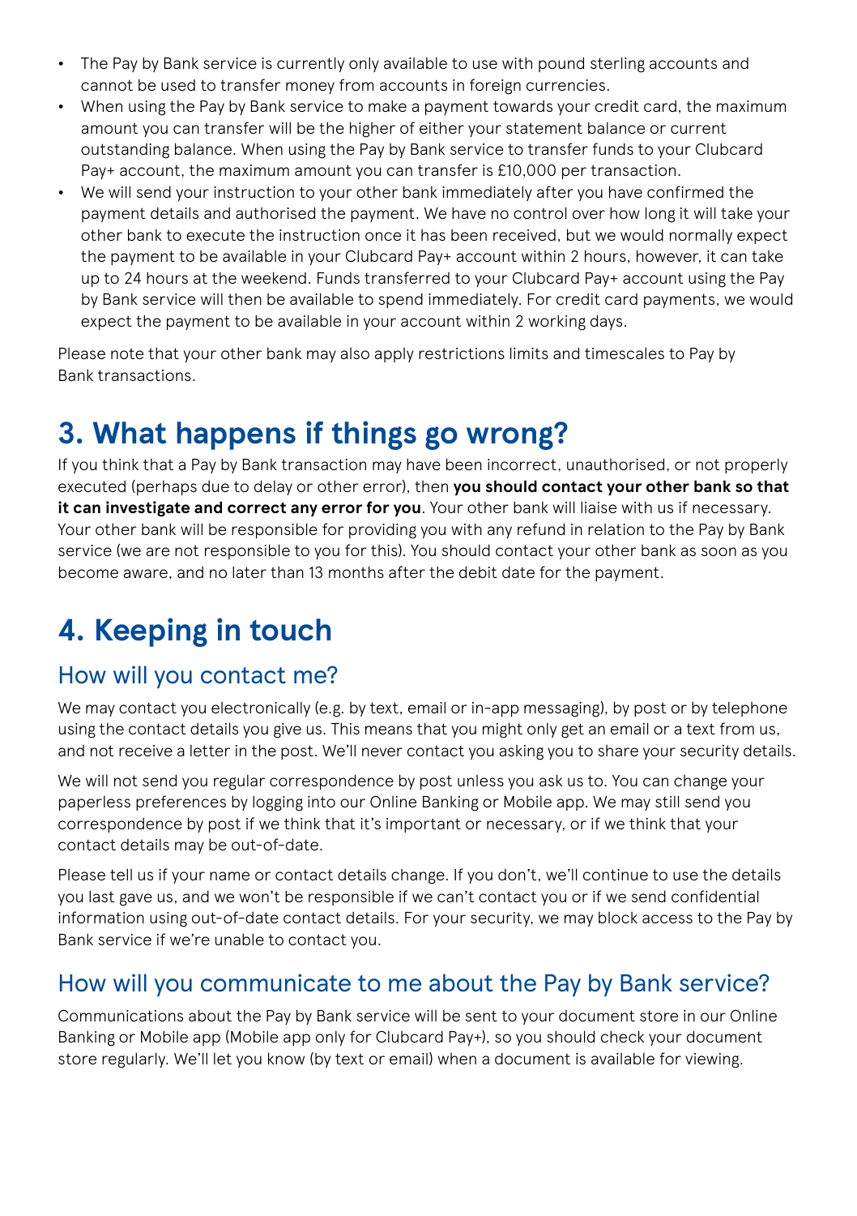- The Pay by Bank service is currently only available to use with pound sterling accounts and cannot be used to transfer money from accounts in foreign currencies.
- When using the Pay by Bank service to make a payment towards your credit card, the maximum amount you can transfer will be the higher of either your statement balance or current outstanding balance. When using the Pay by Bank service to transfer funds to your Clubcard Pay+ account, the maximum amount you can transfer is £10,000 per transaction.
- We will send your instruction to your other bank immediately after you have confirmed the payment details and authorised the payment. We have no control over how long it will take your other bank to execute the instruction once it has been received, but we would normally expect the payment to be available in your Clubcard Pay+ account within 2 hours, however, it can take up to 24 hours at the weekend. Funds transferred to your Clubcard Pay+ account using the Pay by Bank service will then be available to spend immediately. For credit card payments, we would expect the payment to be available in your account within 2 working days.

Please note that your other bank may also apply restrictions limits and timescales to Pay by Bank transactions.

# 3. What happens if things go wrong?

If you think that a Pay by Bank transaction may have been incorrect, unauthorised, or not properly executed (perhaps due to delay or other error), then **you should contact your other bank so that it can investigate and correct any error for you**. Your other bank will liaise with us if necessary. Your other bank will be responsible for providing you with any refund in relation to the Pay by Bank service (we are not responsible to you for this). You should contact your other bank as soon as you become aware, and no later than 13 months after the debit date for the payment.

# 4. Keeping in touch

## How will you contact me?

We may contact you electronically (e.g. by text, email or in-app messaging), by post or by telephone using the contact details you give us. This means that you might only get an email or a text from us, and not receive a letter in the post. We'll never contact you asking you to share your security details.

We will not send you regular correspondence by post unless you ask us to. You can change your paperless preferences by logging into our Online Banking or Mobile app. We may still send you correspondence by post if we think that it's important or necessary, or if we think that your contact details may be out-of-date.

Please tell us if your name or contact details change. If you don't, we'll continue to use the details you last gave us, and we won't be responsible if we can't contact you or if we send confidential information using out-of-date contact details. For your security, we may block access to the Pay by Bank service if we're unable to contact you.

## How will you communicate to me about the Pay by Bank service?

Communications about the Pay by Bank service will be sent to your document store in our Online Banking or Mobile app (Mobile app only for Clubcard Pay+), so you should check your document store regularly. We'll let you know (by text or email) when a document is available for viewing.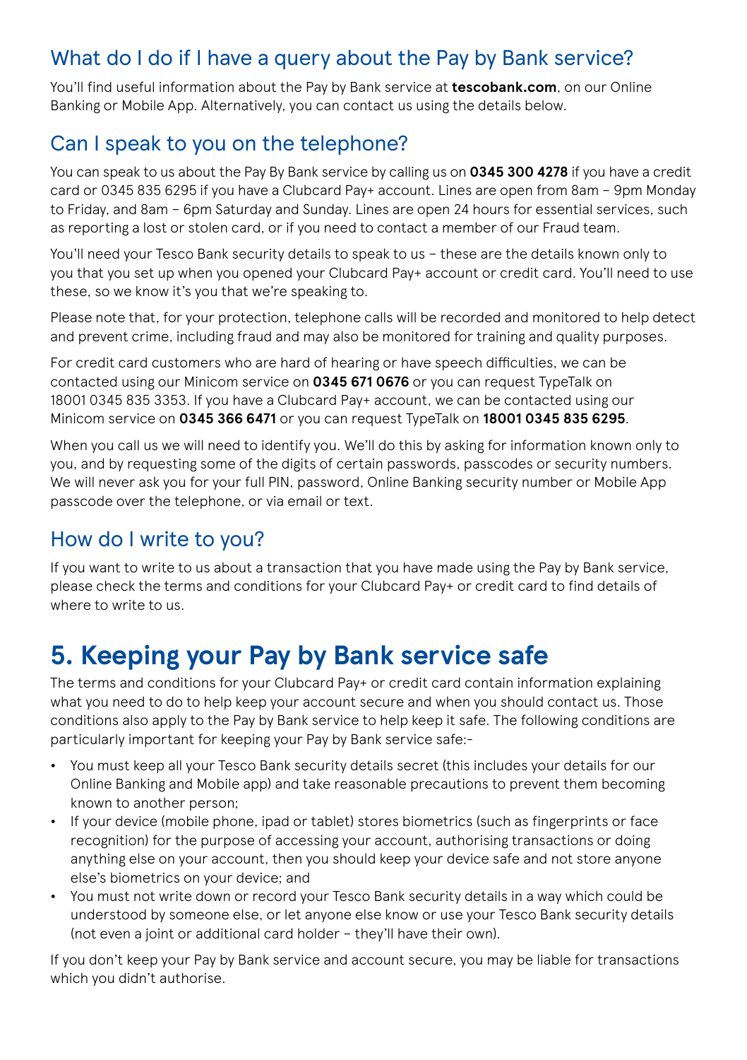## What do I do if I have a query about the Pay by Bank service?

You'll find useful information about the Pay by Bank service at **tescobank.com**, on our Online Banking or Mobile App. Alternatively, you can contact us using the details below.

## Can I speak to you on the telephone?

You can speak to us about the Pay By Bank service by calling us on **0345 300 4278** if you have a credit card or 0345 835 6295 if you have a Clubcard Pay+ account. Lines are open from 8am – 9pm Monday to Friday, and 8am – 6pm Saturday and Sunday. Lines are open 24 hours for essential services, such as reporting a lost or stolen card, or if you need to contact a member of our Fraud team.

You'll need your Tesco Bank security details to speak to us – these are the details known only to you that you set up when you opened your Clubcard Pay+ account or credit card. You'll need to use these, so we know it's you that we're speaking to.

Please note that, for your protection, telephone calls will be recorded and monitored to help detect and prevent crime, including fraud and may also be monitored for training and quality purposes.

For credit card customers who are hard of hearing or have speech difficulties, we can be contacted using our Minicom service on **0345 671 0676** or you can request TypeTalk on 18001 0345 835 3353. If you have a Clubcard Pay+ account, we can be contacted using our Minicom service on **0345 366 6471** or you can request TypeTalk on **18001 0345 835 6295**.

When you call us we will need to identify you. We'll do this by asking for information known only to you, and by requesting some of the digits of certain passwords, passcodes or security numbers. We will never ask you for your full PIN, password, Online Banking security number or Mobile App passcode over the telephone, or via email or text.

## How do I write to you?

If you want to write to us about a transaction that you have made using the Pay by Bank service, please check the terms and conditions for your Clubcard Pay+ or credit card to find details of where to write to us.

# 5. Keeping your Pay by Bank service safe

The terms and conditions for your Clubcard Pay+ or credit card contain information explaining what you need to do to help keep your account secure and when you should contact us. Those conditions also apply to the Pay by Bank service to help keep it safe. The following conditions are particularly important for keeping your Pay by Bank service safe:-

- You must keep all your Tesco Bank security details secret (this includes your details for our Online Banking and Mobile app) and take reasonable precautions to prevent them becoming known to another person;
- If your device (mobile phone, ipad or tablet) stores biometrics (such as fingerprints or face recognition) for the purpose of accessing your account, authorising transactions or doing anything else on your account, then you should keep your device safe and not store anyone else's biometrics on your device; and
- You must not write down or record your Tesco Bank security details in a way which could be understood by someone else, or let anyone else know or use your Tesco Bank security details (not even a joint or additional card holder – they'll have their own).

If you don't keep your Pay by Bank service and account secure, you may be liable for transactions which you didn't authorise.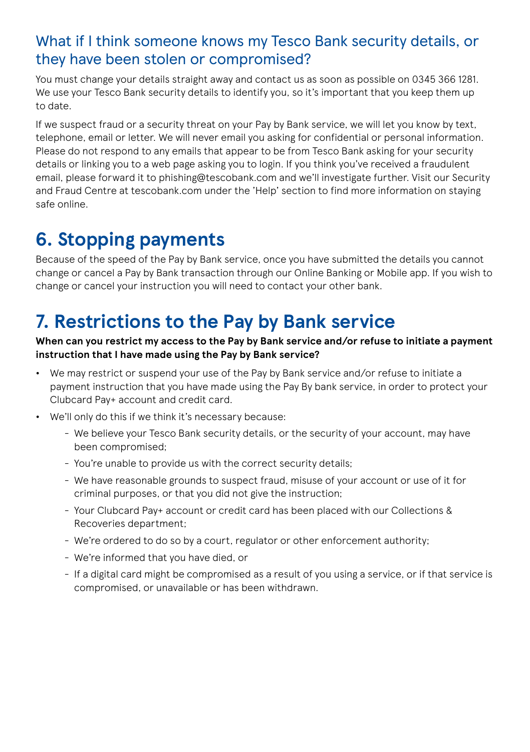### What if I think someone knows my Tesco Bank security details, or they have been stolen or compromised?

You must change your details straight away and contact us as soon as possible on 0345 366 1281. We use your Tesco Bank security details to identify you, so it's important that you keep them up to date.

If we suspect fraud or a security threat on your Pay by Bank service, we will let you know by text, telephone, email or letter. We will never email you asking for confidential or personal information. Please do not respond to any emails that appear to be from Tesco Bank asking for your security details or linking you to a web page asking you to login. If you think you've received a fraudulent email, please forward it to phishing@tescobank.com and we'll investigate further. Visit our Security and Fraud Centre at tescobank.com under the 'Help' section to find more information on staying safe online.

## 6. Stopping payments

Because of the speed of the Pay by Bank service, once you have submitted the details you cannot change or cancel a Pay by Bank transaction through our Online Banking or Mobile app. If you wish to change or cancel your instruction you will need to contact your other bank.

## 7. Restrictions to the Pay by Bank service

**When can you restrict my access to the Pay by Bank service and/or refuse to initiate a payment instruction that I have made using the Pay by Bank service?**

- We may restrict or suspend your use of the Pay by Bank service and/or refuse to initiate a payment instruction that you have made using the Pay By bank service, in order to protect your Clubcard Pay+ account and credit card.
- We'll only do this if we think it's necessary because:
  - We believe your Tesco Bank security details, or the security of your account, may have been compromised;
  - You're unable to provide us with the correct security details;
  - We have reasonable grounds to suspect fraud, misuse of your account or use of it for criminal purposes, or that you did not give the instruction;
  - Your Clubcard Pay+ account or credit card has been placed with our Collections & Recoveries department;
  - We're ordered to do so by a court, regulator or other enforcement authority;
  - We're informed that you have died, or
  - If a digital card might be compromised as a result of you using a service, or if that service is compromised, or unavailable or has been withdrawn.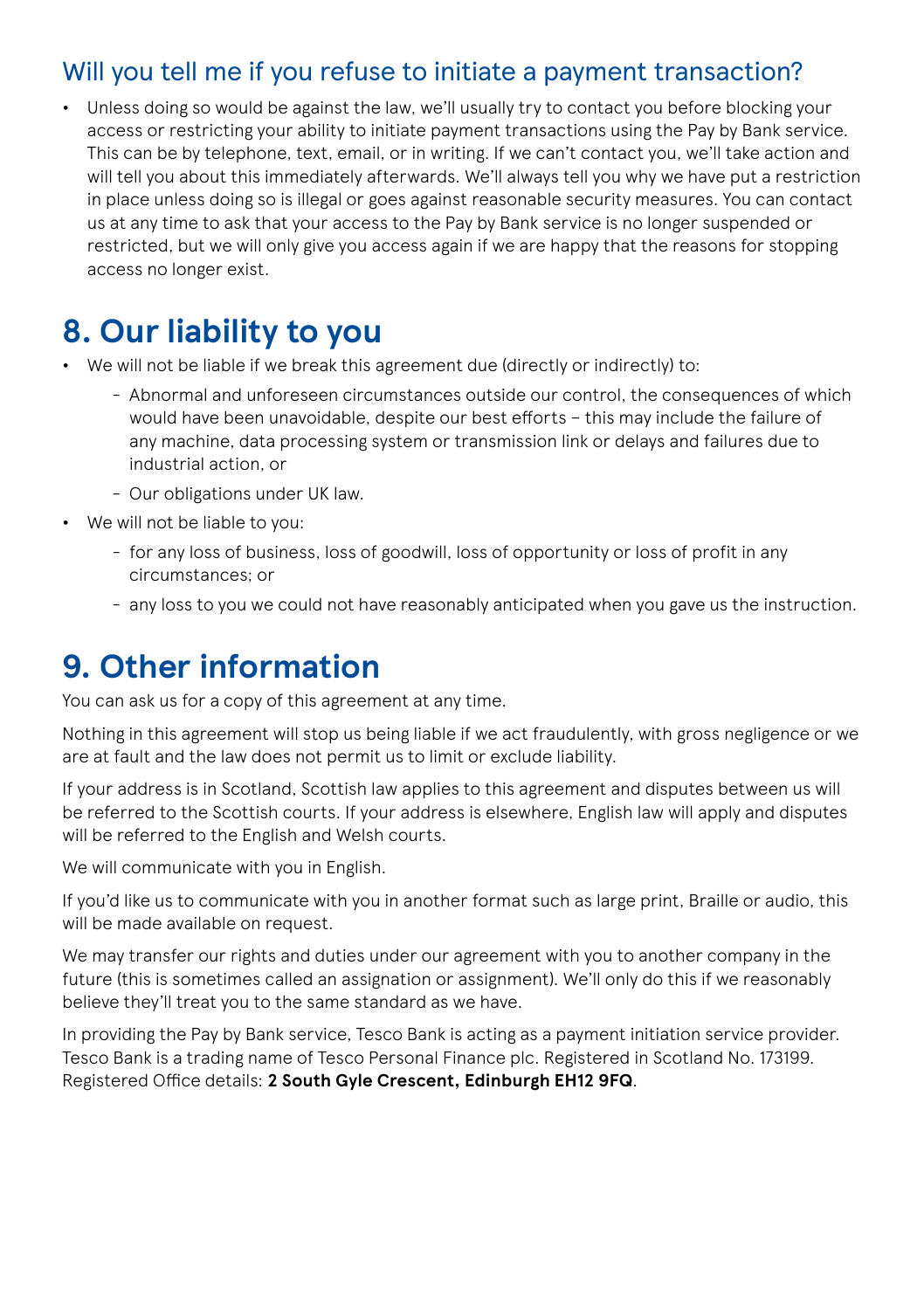### Will you tell me if you refuse to initiate a payment transaction?

- Unless doing so would be against the law, we'll usually try to contact you before blocking your access or restricting your ability to initiate payment transactions using the Pay by Bank service. This can be by telephone, text, email, or in writing. If we can't contact you, we'll take action and will tell you about this immediately afterwards. We'll always tell you why we have put a restriction in place unless doing so is illegal or goes against reasonable security measures. You can contact us at any time to ask that your access to the Pay by Bank service is no longer suspended or restricted, but we will only give you access again if we are happy that the reasons for stopping access no longer exist.

## 8. Our liability to you

- We will not be liable if we break this agreement due (directly or indirectly) to:
  - Abnormal and unforeseen circumstances outside our control, the consequences of which would have been unavoidable, despite our best efforts – this may include the failure of any machine, data processing system or transmission link or delays and failures due to industrial action, or
  - Our obligations under UK law.
- We will not be liable to you:
  - for any loss of business, loss of goodwill, loss of opportunity or loss of profit in any circumstances; or
  - any loss to you we could not have reasonably anticipated when you gave us the instruction.

## 9. Other information

You can ask us for a copy of this agreement at any time.

Nothing in this agreement will stop us being liable if we act fraudulently, with gross negligence or we are at fault and the law does not permit us to limit or exclude liability.

If your address is in Scotland, Scottish law applies to this agreement and disputes between us will be referred to the Scottish courts. If your address is elsewhere, English law will apply and disputes will be referred to the English and Welsh courts.

We will communicate with you in English.

If you'd like us to communicate with you in another format such as large print, Braille or audio, this will be made available on request.

We may transfer our rights and duties under our agreement with you to another company in the future (this is sometimes called an assignation or assignment). We'll only do this if we reasonably believe they'll treat you to the same standard as we have.

In providing the Pay by Bank service, Tesco Bank is acting as a payment initiation service provider. Tesco Bank is a trading name of Tesco Personal Finance plc. Registered in Scotland No. 173199. Registered Office details: **2 South Gyle Crescent, Edinburgh EH12 9FQ**.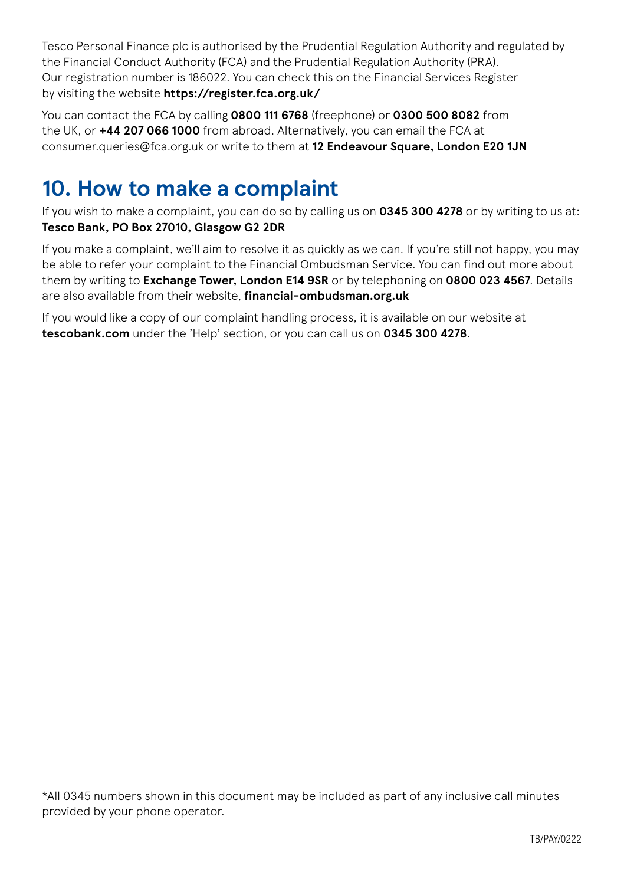Tesco Personal Finance plc is authorised by the Prudential Regulation Authority and regulated by the Financial Conduct Authority (FCA) and the Prudential Regulation Authority (PRA). Our registration number is 186022. You can check this on the Financial Services Register by visiting the website **https://register.fca.org.uk/**

You can contact the FCA by calling **0800 111 6768** (freephone) or **0300 500 8082** from the UK, or **+44 207 066 1000** from abroad. Alternatively, you can email the FCA at consumer.queries@fca.org.uk or write to them at **12 Endeavour Square, London E20 1JN**

## 10. How to make a complaint

If you wish to make a complaint, you can do so by calling us on **0345 300 4278** or by writing to us at: **Tesco Bank, PO Box 27010, Glasgow G2 2DR**

If you make a complaint, we'll aim to resolve it as quickly as we can. If you're still not happy, you may be able to refer your complaint to the Financial Ombudsman Service. You can find out more about them by writing to **Exchange Tower, London E14 9SR** or by telephoning on **0800 023 4567**. Details are also available from their website, **financial-ombudsman.org.uk**

If you would like a copy of our complaint handling process, it is available on our website at **tescobank.com** under the 'Help' section, or you can call us on **0345 300 4278**.

*All 0345 numbers shown in this document may be included as part of any inclusive call minutes provided by your phone operator.

TB/PAY/0222